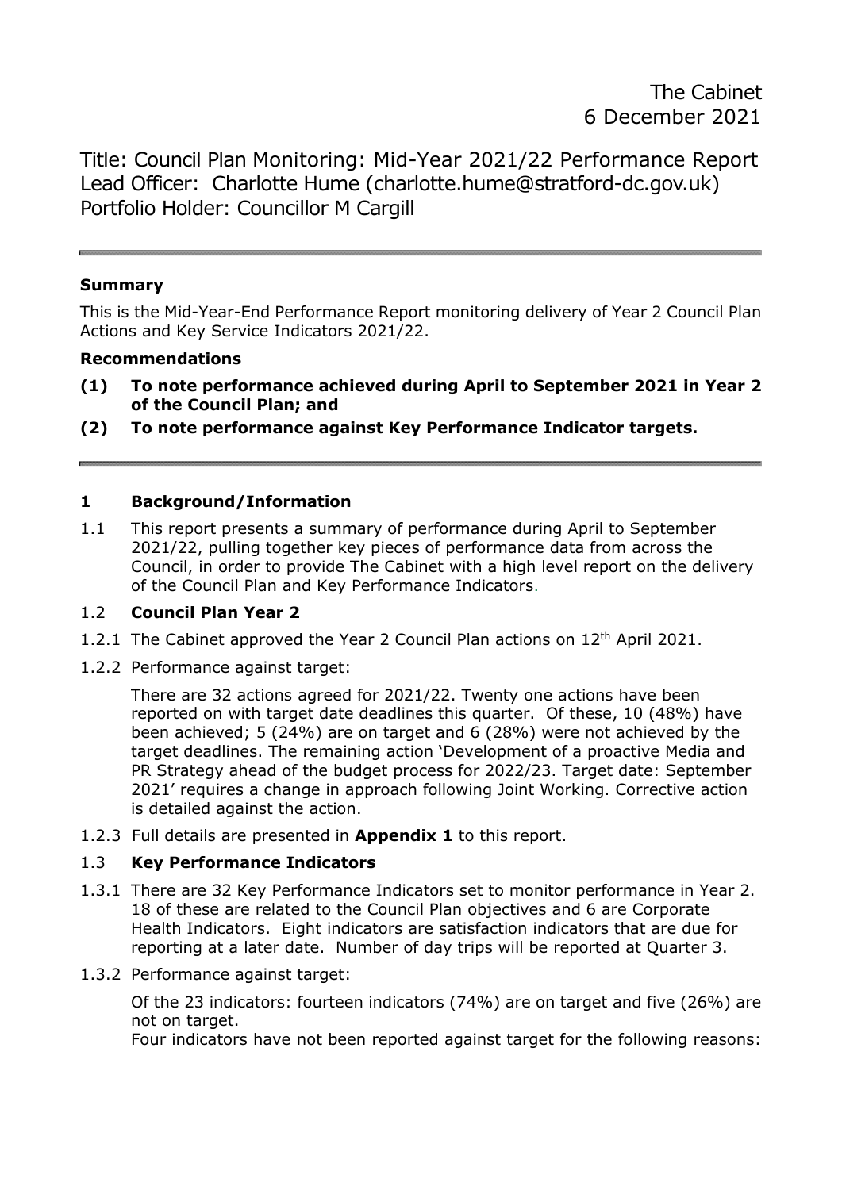The Cabinet
6 December 2021

Title: Council Plan Monitoring: Mid-Year 2021/22 Performance Report
Lead Officer: Charlotte Hume (charlotte.hume@stratford-dc.gov.uk)
Portfolio Holder: Councillor M Cargill

---

**Summary**

This is the Mid-Year-End Performance Report monitoring delivery of Year 2 Council Plan Actions and Key Service Indicators 2021/22.

**Recommendations**

**(1) To note performance achieved during April to September 2021 in Year 2 of the Council Plan; and**

**(2) To note performance against Key Performance Indicator targets.**

---

## 1 Background/Information

1.1 This report presents a summary of performance during April to September 2021/22, pulling together key pieces of performance data from across the Council, in order to provide The Cabinet with a high level report on the delivery of the Council Plan and Key Performance Indicators.

### 1.2 Council Plan Year 2

1.2.1 The Cabinet approved the Year 2 Council Plan actions on 12th April 2021.

1.2.2 Performance against target:

There are 32 actions agreed for 2021/22. Twenty one actions have been reported on with target date deadlines this quarter. Of these, 10 (48%) have been achieved; 5 (24%) are on target and 6 (28%) were not achieved by the target deadlines. The remaining action 'Development of a proactive Media and PR Strategy ahead of the budget process for 2022/23. Target date: September 2021' requires a change in approach following Joint Working. Corrective action is detailed against the action.

1.2.3 Full details are presented in **Appendix 1** to this report.

### 1.3 Key Performance Indicators

1.3.1 There are 32 Key Performance Indicators set to monitor performance in Year 2. 18 of these are related to the Council Plan objectives and 6 are Corporate Health Indicators. Eight indicators are satisfaction indicators that are due for reporting at a later date. Number of day trips will be reported at Quarter 3.

1.3.2 Performance against target:

Of the 23 indicators: fourteen indicators (74%) are on target and five (26%) are not on target.
Four indicators have not been reported against target for the following reasons: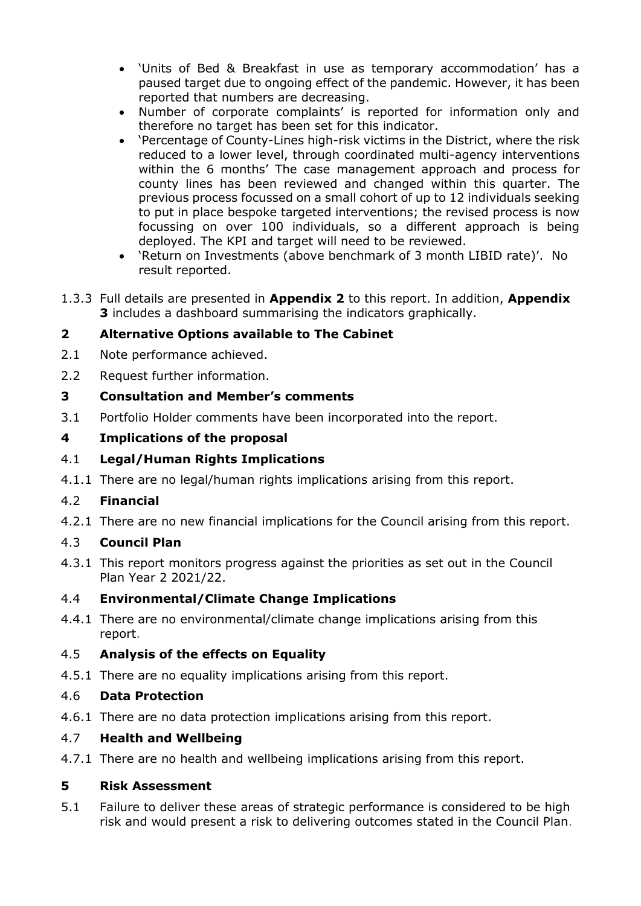- 'Units of Bed & Breakfast in use as temporary accommodation' has a paused target due to ongoing effect of the pandemic. However, it has been reported that numbers are decreasing.
- Number of corporate complaints' is reported for information only and therefore no target has been set for this indicator.
- 'Percentage of County-Lines high-risk victims in the District, where the risk reduced to a lower level, through coordinated multi-agency interventions within the 6 months' The case management approach and process for county lines has been reviewed and changed within this quarter. The previous process focussed on a small cohort of up to 12 individuals seeking to put in place bespoke targeted interventions; the revised process is now focussing on over 100 individuals, so a different approach is being deployed. The KPI and target will need to be reviewed.
- 'Return on Investments (above benchmark of 3 month LIBID rate)'. No result reported.

1.3.3 Full details are presented in **Appendix 2** to this report. In addition, **Appendix 3** includes a dashboard summarising the indicators graphically.

## 2 Alternative Options available to The Cabinet

2.1 Note performance achieved.

2.2 Request further information.

## 3 Consultation and Member's comments

3.1 Portfolio Holder comments have been incorporated into the report.

## 4 Implications of the proposal

### 4.1 Legal/Human Rights Implications

4.1.1 There are no legal/human rights implications arising from this report.

### 4.2 Financial

4.2.1 There are no new financial implications for the Council arising from this report.

### 4.3 Council Plan

4.3.1 This report monitors progress against the priorities as set out in the Council Plan Year 2 2021/22.

### 4.4 Environmental/Climate Change Implications

4.4.1 There are no environmental/climate change implications arising from this report.

### 4.5 Analysis of the effects on Equality

4.5.1 There are no equality implications arising from this report.

### 4.6 Data Protection

4.6.1 There are no data protection implications arising from this report.

### 4.7 Health and Wellbeing

4.7.1 There are no health and wellbeing implications arising from this report.

## 5 Risk Assessment

5.1 Failure to deliver these areas of strategic performance is considered to be high risk and would present a risk to delivering outcomes stated in the Council Plan.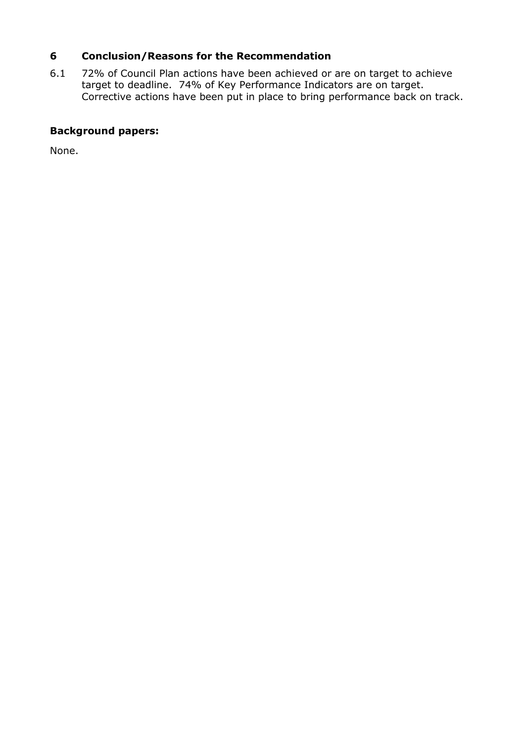## 6 Conclusion/Reasons for the Recommendation

6.1 72% of Council Plan actions have been achieved or are on target to achieve target to deadline. 74% of Key Performance Indicators are on target. Corrective actions have been put in place to bring performance back on track.

**Background papers:**

None.